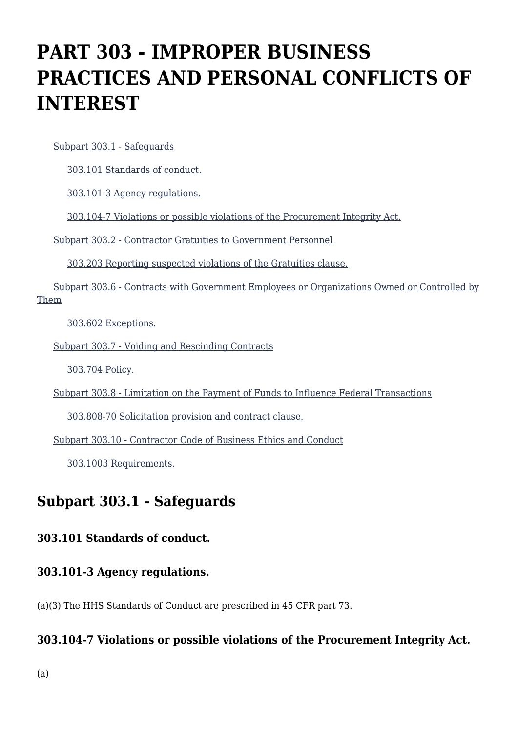# PART 303 - IMPROPER BUSINESS PRACTICES AND PERSONAL CONFLICTS OF INTEREST

- Subpart 303.1 - Safeguards
  - 303.101 Standards of conduct.
  - 303.101-3 Agency regulations.
  - 303.104-7 Violations or possible violations of the Procurement Integrity Act.
- Subpart 303.2 - Contractor Gratuities to Government Personnel
  - 303.203 Reporting suspected violations of the Gratuities clause.
- Subpart 303.6 - Contracts with Government Employees or Organizations Owned or Controlled by Them
  - 303.602 Exceptions.
- Subpart 303.7 - Voiding and Rescinding Contracts
  - 303.704 Policy.
- Subpart 303.8 - Limitation on the Payment of Funds to Influence Federal Transactions
  - 303.808-70 Solicitation provision and contract clause.
- Subpart 303.10 - Contractor Code of Business Ethics and Conduct
  - 303.1003 Requirements.

## Subpart 303.1 - Safeguards

### 303.101 Standards of conduct.

### 303.101-3 Agency regulations.

(a)(3) The HHS Standards of Conduct are prescribed in 45 CFR part 73.

### 303.104-7 Violations or possible violations of the Procurement Integrity Act.

(a)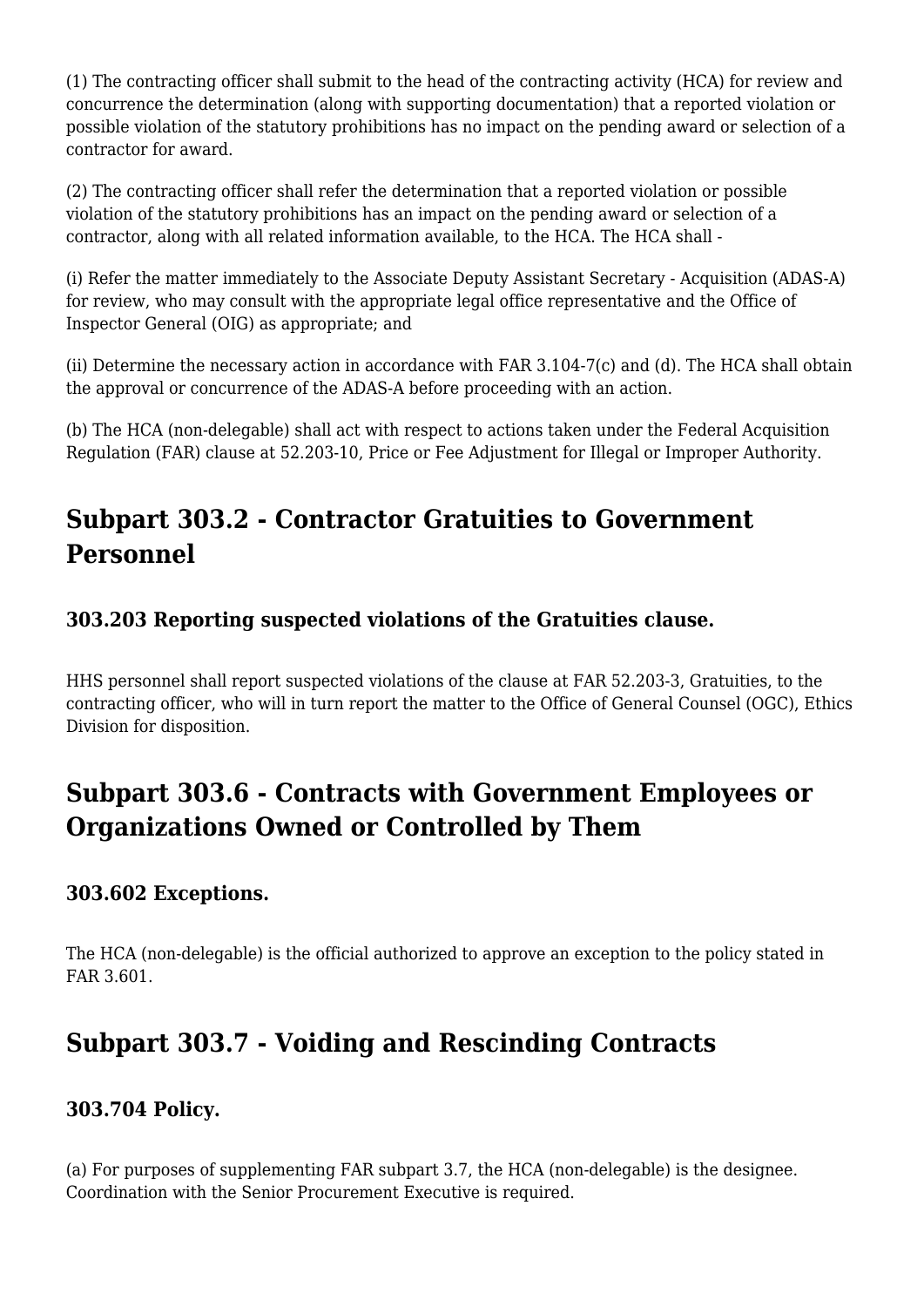(1) The contracting officer shall submit to the head of the contracting activity (HCA) for review and concurrence the determination (along with supporting documentation) that a reported violation or possible violation of the statutory prohibitions has no impact on the pending award or selection of a contractor for award.

(2) The contracting officer shall refer the determination that a reported violation or possible violation of the statutory prohibitions has an impact on the pending award or selection of a contractor, along with all related information available, to the HCA. The HCA shall -

(i) Refer the matter immediately to the Associate Deputy Assistant Secretary - Acquisition (ADAS-A) for review, who may consult with the appropriate legal office representative and the Office of Inspector General (OIG) as appropriate; and

(ii) Determine the necessary action in accordance with FAR 3.104-7(c) and (d). The HCA shall obtain the approval or concurrence of the ADAS-A before proceeding with an action.

(b) The HCA (non-delegable) shall act with respect to actions taken under the Federal Acquisition Regulation (FAR) clause at 52.203-10, Price or Fee Adjustment for Illegal or Improper Authority.

## Subpart 303.2 - Contractor Gratuities to Government Personnel

### 303.203 Reporting suspected violations of the Gratuities clause.

HHS personnel shall report suspected violations of the clause at FAR 52.203-3, Gratuities, to the contracting officer, who will in turn report the matter to the Office of General Counsel (OGC), Ethics Division for disposition.

## Subpart 303.6 - Contracts with Government Employees or Organizations Owned or Controlled by Them

### 303.602 Exceptions.

The HCA (non-delegable) is the official authorized to approve an exception to the policy stated in FAR 3.601.

## Subpart 303.7 - Voiding and Rescinding Contracts

### 303.704 Policy.

(a) For purposes of supplementing FAR subpart 3.7, the HCA (non-delegable) is the designee. Coordination with the Senior Procurement Executive is required.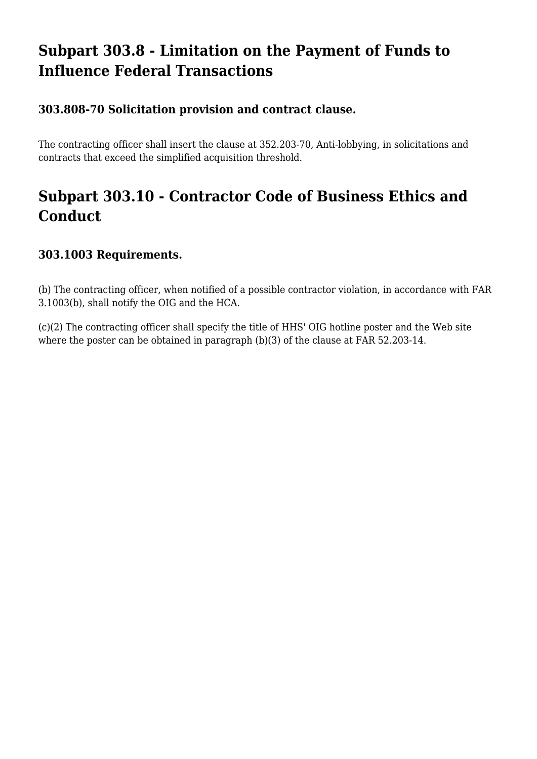## Subpart 303.8 - Limitation on the Payment of Funds to Influence Federal Transactions

### 303.808-70 Solicitation provision and contract clause.

The contracting officer shall insert the clause at 352.203-70, Anti-lobbying, in solicitations and contracts that exceed the simplified acquisition threshold.

## Subpart 303.10 - Contractor Code of Business Ethics and Conduct

### 303.1003 Requirements.

(b) The contracting officer, when notified of a possible contractor violation, in accordance with FAR 3.1003(b), shall notify the OIG and the HCA.

(c)(2) The contracting officer shall specify the title of HHS' OIG hotline poster and the Web site where the poster can be obtained in paragraph (b)(3) of the clause at FAR 52.203-14.